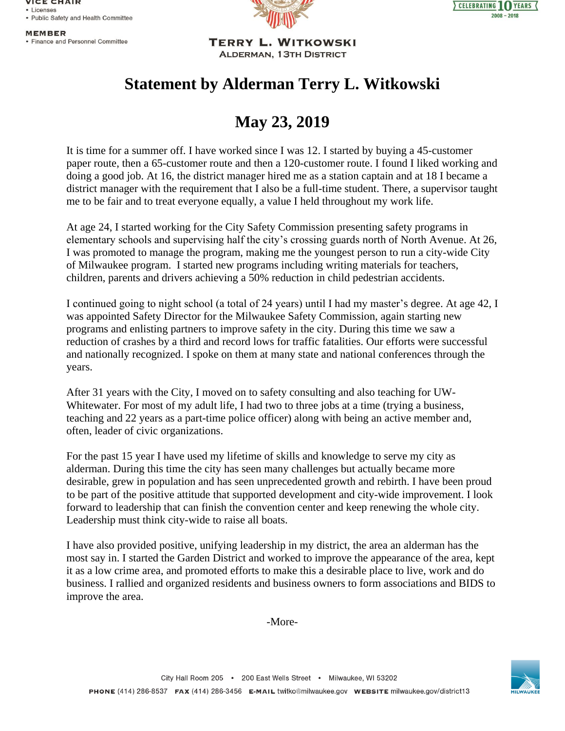VICE CHAIR
- Licenses
- Public Safety and Health Committee

MEMBER
- Finance and Personnel Committee

CELEBRATING 10 YEARS 2008 – 2018

TERRY L. WITKOWSKI
ALDERMAN, 13TH DISTRICT

# Statement by Alderman Terry L. Witkowski

## May 23, 2019

It is time for a summer off. I have worked since I was 12. I started by buying a 45-customer paper route, then a 65-customer route and then a 120-customer route. I found I liked working and doing a good job. At 16, the district manager hired me as a station captain and at 18 I became a district manager with the requirement that I also be a full-time student. There, a supervisor taught me to be fair and to treat everyone equally, a value I held throughout my work life.

At age 24, I started working for the City Safety Commission presenting safety programs in elementary schools and supervising half the city's crossing guards north of North Avenue. At 26, I was promoted to manage the program, making me the youngest person to run a city-wide City of Milwaukee program. I started new programs including writing materials for teachers, children, parents and drivers achieving a 50% reduction in child pedestrian accidents.

I continued going to night school (a total of 24 years) until I had my master's degree. At age 42, I was appointed Safety Director for the Milwaukee Safety Commission, again starting new programs and enlisting partners to improve safety in the city. During this time we saw a reduction of crashes by a third and record lows for traffic fatalities. Our efforts were successful and nationally recognized. I spoke on them at many state and national conferences through the years.

After 31 years with the City, I moved on to safety consulting and also teaching for UW-Whitewater. For most of my adult life, I had two to three jobs at a time (trying a business, teaching and 22 years as a part-time police officer) along with being an active member and, often, leader of civic organizations.

For the past 15 year I have used my lifetime of skills and knowledge to serve my city as alderman. During this time the city has seen many challenges but actually became more desirable, grew in population and has seen unprecedented growth and rebirth. I have been proud to be part of the positive attitude that supported development and city-wide improvement. I look forward to leadership that can finish the convention center and keep renewing the whole city. Leadership must think city-wide to raise all boats.

I have also provided positive, unifying leadership in my district, the area an alderman has the most say in. I started the Garden District and worked to improve the appearance of the area, kept it as a low crime area, and promoted efforts to make this a desirable place to live, work and do business. I rallied and organized residents and business owners to form associations and BIDS to improve the area.

-More-

City Hall Room 205 • 200 East Wells Street • Milwaukee, WI 53202

PHONE (414) 286-8537 FAX (414) 286-3456 E-MAIL twitko@milwaukee.gov WEBSITE milwaukee.gov/district13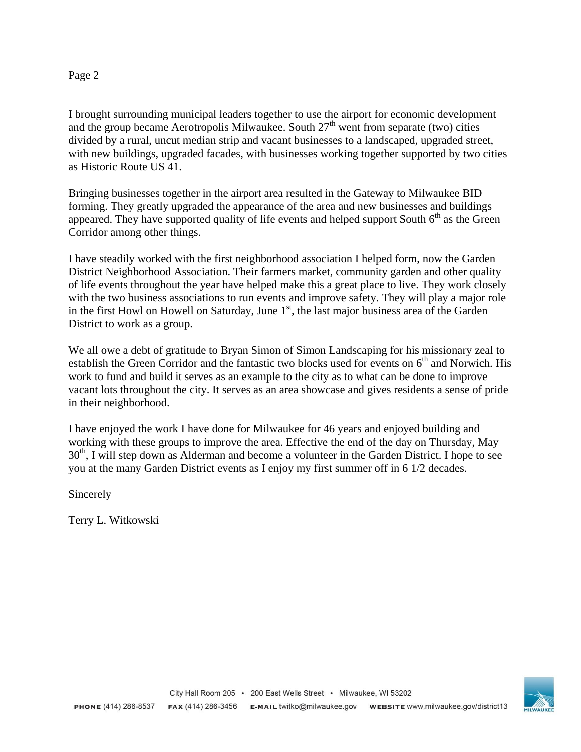I brought surrounding municipal leaders together to use the airport for economic development and the group became Aerotropolis Milwaukee. South 27th went from separate (two) cities divided by a rural, uncut median strip and vacant businesses to a landscaped, upgraded street, with new buildings, upgraded facades, with businesses working together supported by two cities as Historic Route US 41.

Bringing businesses together in the airport area resulted in the Gateway to Milwaukee BID forming. They greatly upgraded the appearance of the area and new businesses and buildings appeared. They have supported quality of life events and helped support South 6th as the Green Corridor among other things.

I have steadily worked with the first neighborhood association I helped form, now the Garden District Neighborhood Association. Their farmers market, community garden and other quality of life events throughout the year have helped make this a great place to live. They work closely with the two business associations to run events and improve safety. They will play a major role in the first Howl on Howell on Saturday, June 1st, the last major business area of the Garden District to work as a group.

We all owe a debt of gratitude to Bryan Simon of Simon Landscaping for his missionary zeal to establish the Green Corridor and the fantastic two blocks used for events on 6th and Norwich. His work to fund and build it serves as an example to the city as to what can be done to improve vacant lots throughout the city. It serves as an area showcase and gives residents a sense of pride in their neighborhood.

I have enjoyed the work I have done for Milwaukee for 46 years and enjoyed building and working with these groups to improve the area. Effective the end of the day on Thursday, May 30th, I will step down as Alderman and become a volunteer in the Garden District. I hope to see you at the many Garden District events as I enjoy my first summer off in 6 1/2 decades.

Sincerely

Terry L. Witkowski

City Hall Room 205 • 200 East Wells Street • Milwaukee, WI 53202

**PHONE** (414) 286-8537 **FAX** (414) 286-3456 **E-MAIL** twitko@milwaukee.gov **WEBSITE** www.milwaukee.gov/district13